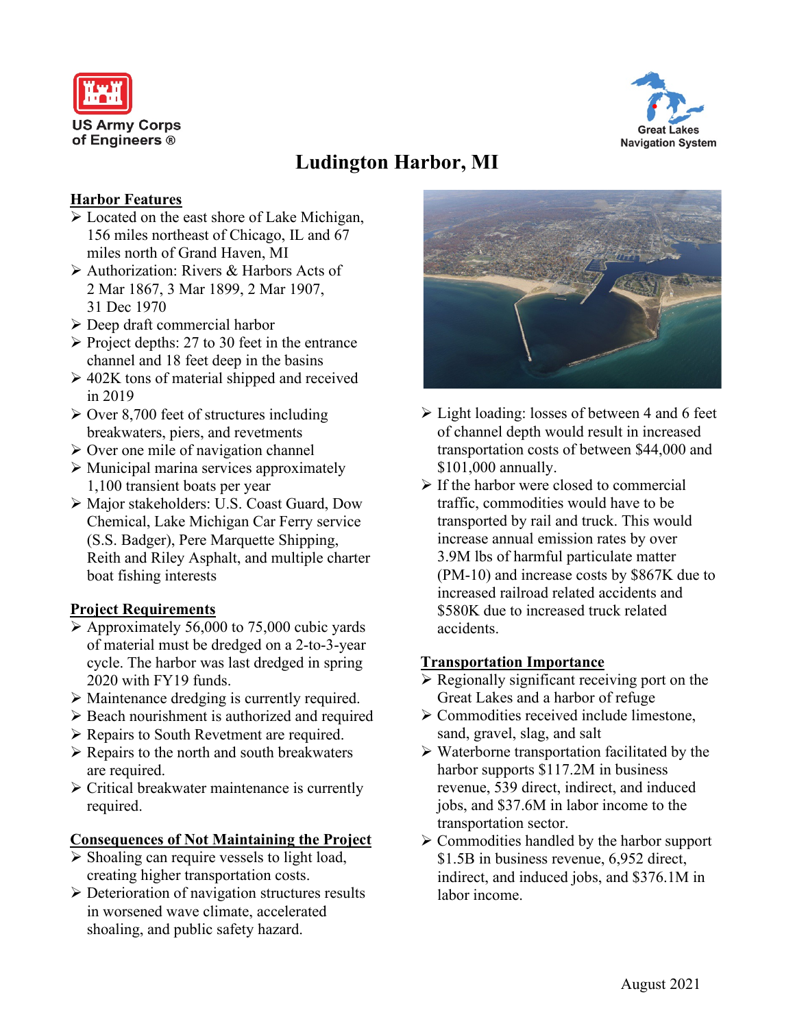US Army Corps of Engineers ®

Great Lakes Navigation System

# Ludington Harbor, MI

## Harbor Features

- Located on the east shore of Lake Michigan, 156 miles northeast of Chicago, IL and 67 miles north of Grand Haven, MI
- Authorization: Rivers & Harbors Acts of 2 Mar 1867, 3 Mar 1899, 2 Mar 1907, 31 Dec 1970
- Deep draft commercial harbor
- Project depths: 27 to 30 feet in the entrance channel and 18 feet deep in the basins
- 402K tons of material shipped and received in 2019
- Over 8,700 feet of structures including breakwaters, piers, and revetments
- Over one mile of navigation channel
- Municipal marina services approximately 1,100 transient boats per year
- Major stakeholders: U.S. Coast Guard, Dow Chemical, Lake Michigan Car Ferry service (S.S. Badger), Pere Marquette Shipping, Reith and Riley Asphalt, and multiple charter boat fishing interests

## Project Requirements

- Approximately 56,000 to 75,000 cubic yards of material must be dredged on a 2-to-3-year cycle. The harbor was last dredged in spring 2020 with FY19 funds.
- Maintenance dredging is currently required.
- Beach nourishment is authorized and required
- Repairs to South Revetment are required.
- Repairs to the north and south breakwaters are required.
- Critical breakwater maintenance is currently required.

## Consequences of Not Maintaining the Project

- Shoaling can require vessels to light load, creating higher transportation costs.
- Deterioration of navigation structures results in worsened wave climate, accelerated shoaling, and public safety hazard.
- Light loading: losses of between 4 and 6 feet of channel depth would result in increased transportation costs of between $44,000 and $101,000 annually.
- If the harbor were closed to commercial traffic, commodities would have to be transported by rail and truck. This would increase annual emission rates by over 3.9M lbs of harmful particulate matter (PM-10) and increase costs by $867K due to increased railroad related accidents and $580K due to increased truck related accidents.

## Transportation Importance

- Regionally significant receiving port on the Great Lakes and a harbor of refuge
- Commodities received include limestone, sand, gravel, slag, and salt
- Waterborne transportation facilitated by the harbor supports $117.2M in business revenue, 539 direct, indirect, and induced jobs, and $37.6M in labor income to the transportation sector.
- Commodities handled by the harbor support $1.5B in business revenue, 6,952 direct, indirect, and induced jobs, and $376.1M in labor income.

August 2021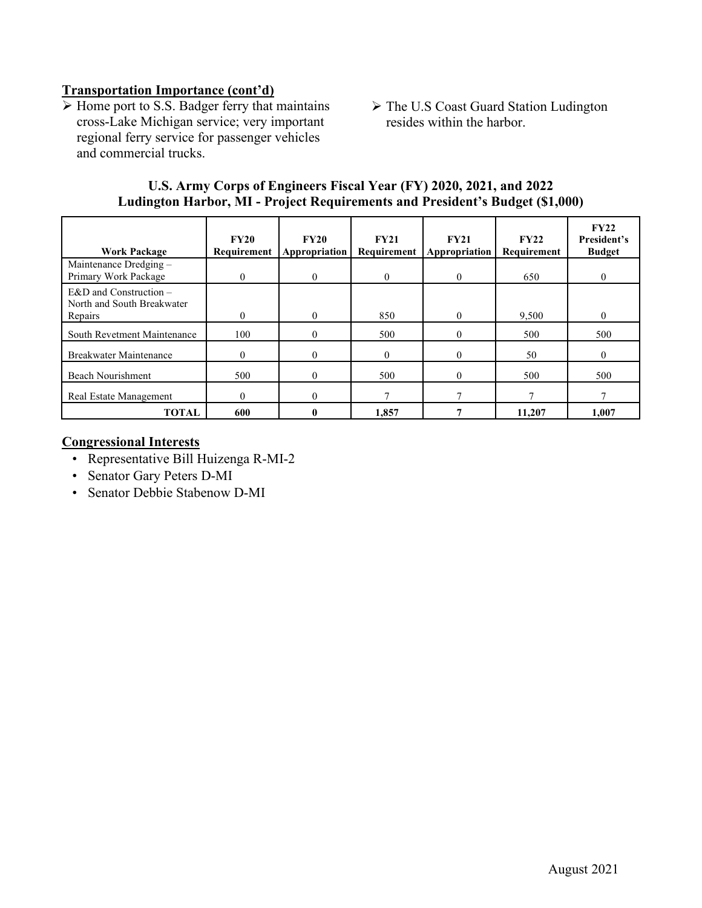## Transportation Importance (cont'd)

- ➢ Home port to S.S. Badger ferry that maintains cross-Lake Michigan service; very important regional ferry service for passenger vehicles and commercial trucks.
- ➢ The U.S Coast Guard Station Ludington resides within the harbor.

**U.S. Army Corps of Engineers Fiscal Year (FY) 2020, 2021, and 2022**
**Ludington Harbor, MI - Project Requirements and President's Budget ($1,000)**

| Work Package | FY20 Requirement | FY20 Appropriation | FY21 Requirement | FY21 Appropriation | FY22 Requirement | FY22 President's Budget |
|---|---|---|---|---|---|---|
| Maintenance Dredging – Primary Work Package | 0 | 0 | 0 | 0 | 650 | 0 |
| E&D and Construction – North and South Breakwater Repairs | 0 | 0 | 850 | 0 | 9,500 | 0 |
| South Revetment Maintenance | 100 | 0 | 500 | 0 | 500 | 500 |
| Breakwater Maintenance | 0 | 0 | 0 | 0 | 50 | 0 |
| Beach Nourishment | 500 | 0 | 500 | 0 | 500 | 500 |
| Real Estate Management | 0 | 0 | 7 | 7 | 7 | 7 |
| **TOTAL** | **600** | **0** | **1,857** | **7** | **11,207** | **1,007** |

## Congressional Interests

- Representative Bill Huizenga R-MI-2
- Senator Gary Peters D-MI
- Senator Debbie Stabenow D-MI

August 2021